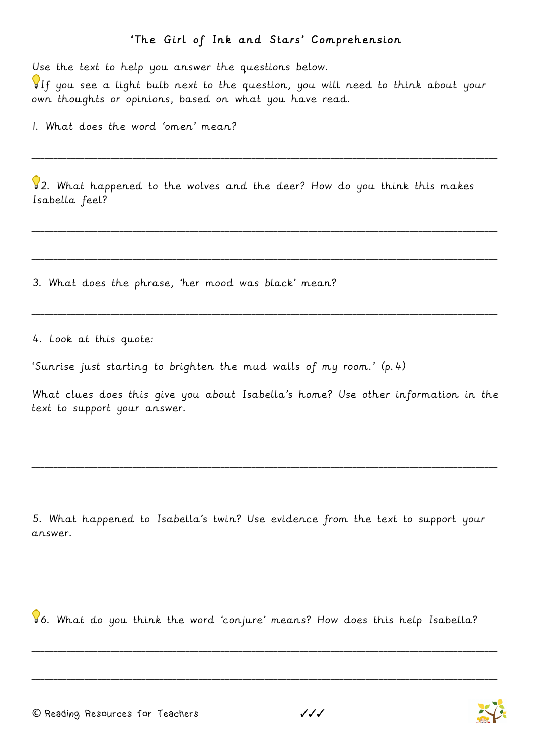## 'The Girl of Ink and Stars' Comprehension

Use the text to help you answer the questions below.

💡If you see a light bulb next to the question, you will need to think about your own thoughts or opinions, based on what you have read.

1. What does the word 'omen' mean?

______________________________________________________________________________

💡2. What happened to the wolves and the deer? How do you think this makes Isabella feel?

______________________________________________________________________________

______________________________________________________________________________

3. What does the phrase, 'her mood was black' mean?

______________________________________________________________________________

4. Look at this quote:

'Sunrise just starting to brighten the mud walls of my room.' (p.4)

What clues does this give you about Isabella's home? Use other information in the text to support your answer.

______________________________________________________________________________

______________________________________________________________________________

______________________________________________________________________________

5. What happened to Isabella's twin? Use evidence from the text to support your answer.

______________________________________________________________________________

______________________________________________________________________________

💡6. What do you think the word 'conjure' means? How does this help Isabella?

______________________________________________________________________________

______________________________________________________________________________

© Reading Resources for Teachers ✓✓✓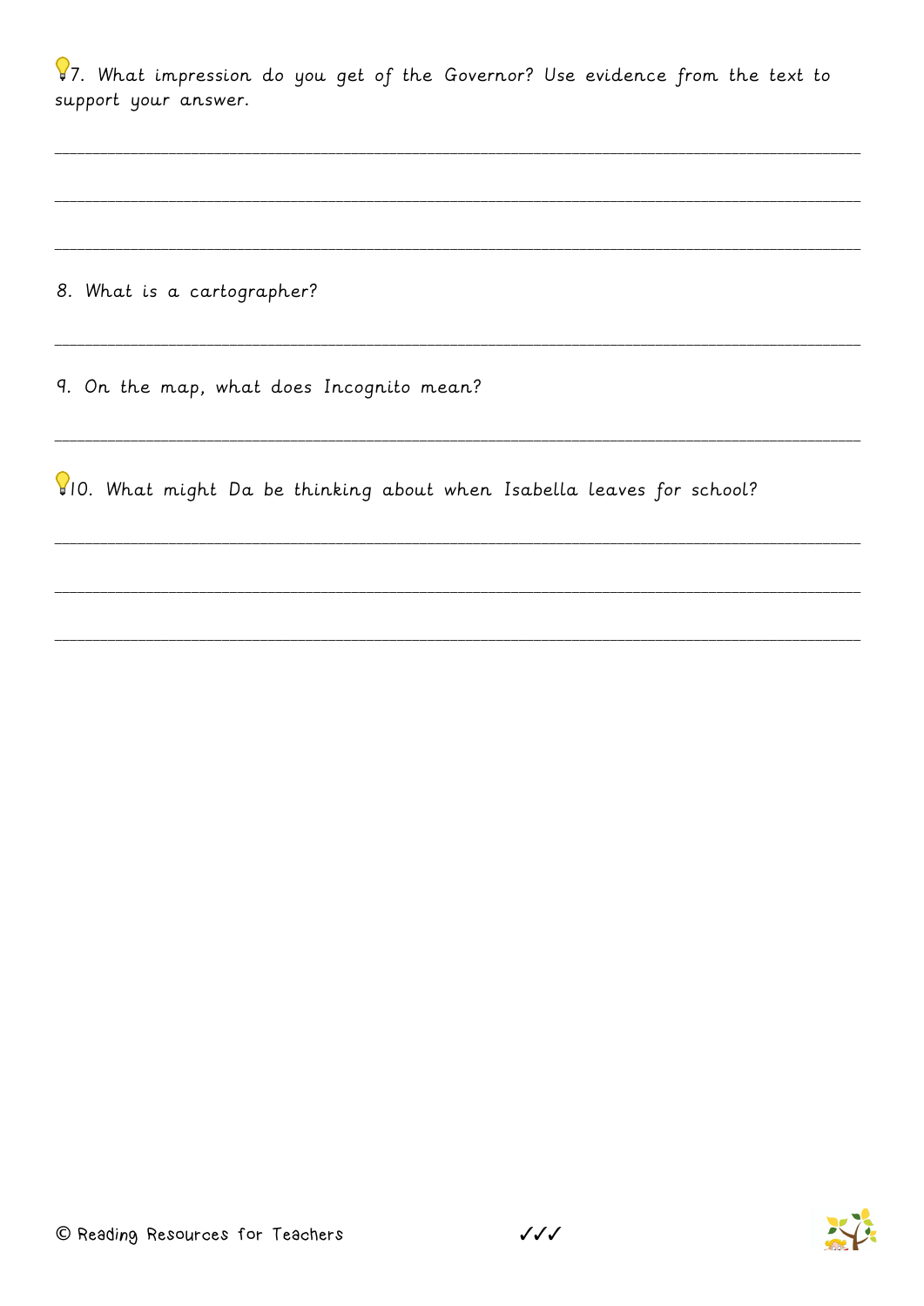💡7. What impression do you get of the Governor? Use evidence from the text to support your answer.

\_\_\_\_\_\_\_\_\_\_\_\_\_\_\_\_\_\_\_\_\_\_\_\_\_\_\_\_\_\_\_\_\_\_\_\_\_\_\_\_\_\_\_\_\_\_\_\_\_\_\_\_\_\_\_\_\_\_\_\_

\_\_\_\_\_\_\_\_\_\_\_\_\_\_\_\_\_\_\_\_\_\_\_\_\_\_\_\_\_\_\_\_\_\_\_\_\_\_\_\_\_\_\_\_\_\_\_\_\_\_\_\_\_\_\_\_\_\_\_\_

\_\_\_\_\_\_\_\_\_\_\_\_\_\_\_\_\_\_\_\_\_\_\_\_\_\_\_\_\_\_\_\_\_\_\_\_\_\_\_\_\_\_\_\_\_\_\_\_\_\_\_\_\_\_\_\_\_\_\_\_

8. What is a cartographer?

\_\_\_\_\_\_\_\_\_\_\_\_\_\_\_\_\_\_\_\_\_\_\_\_\_\_\_\_\_\_\_\_\_\_\_\_\_\_\_\_\_\_\_\_\_\_\_\_\_\_\_\_\_\_\_\_\_\_\_\_

9. On the map, what does Incognito mean?

\_\_\_\_\_\_\_\_\_\_\_\_\_\_\_\_\_\_\_\_\_\_\_\_\_\_\_\_\_\_\_\_\_\_\_\_\_\_\_\_\_\_\_\_\_\_\_\_\_\_\_\_\_\_\_\_\_\_\_\_

💡10. What might Da be thinking about when Isabella leaves for school?

\_\_\_\_\_\_\_\_\_\_\_\_\_\_\_\_\_\_\_\_\_\_\_\_\_\_\_\_\_\_\_\_\_\_\_\_\_\_\_\_\_\_\_\_\_\_\_\_\_\_\_\_\_\_\_\_\_\_\_\_

\_\_\_\_\_\_\_\_\_\_\_\_\_\_\_\_\_\_\_\_\_\_\_\_\_\_\_\_\_\_\_\_\_\_\_\_\_\_\_\_\_\_\_\_\_\_\_\_\_\_\_\_\_\_\_\_\_\_\_\_

\_\_\_\_\_\_\_\_\_\_\_\_\_\_\_\_\_\_\_\_\_\_\_\_\_\_\_\_\_\_\_\_\_\_\_\_\_\_\_\_\_\_\_\_\_\_\_\_\_\_\_\_\_\_\_\_\_\_\_\_

© Reading Resources for Teachers ✓✓✓